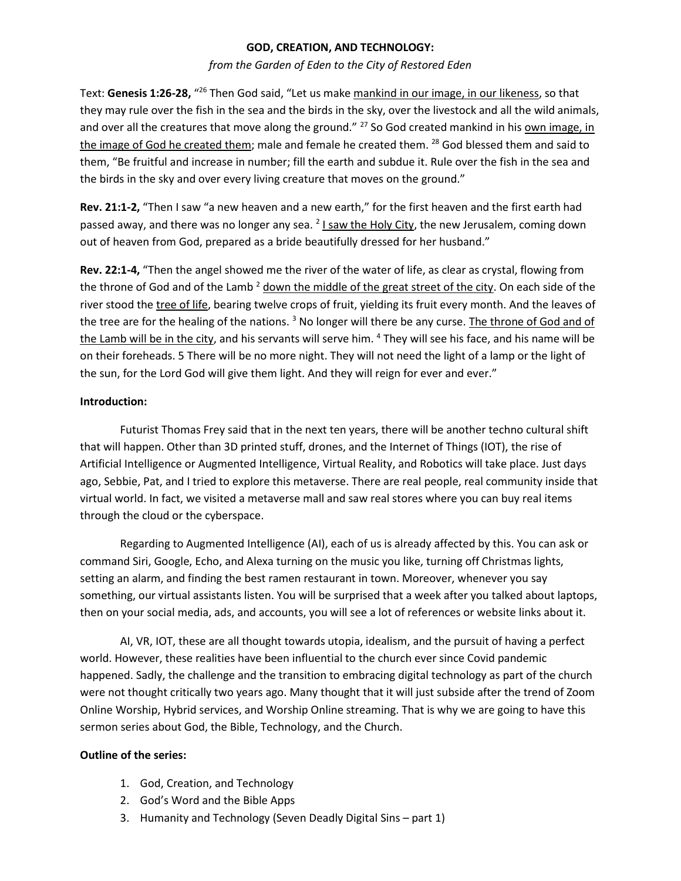**GOD, CREATION, AND TECHNOLOGY:**

*from the Garden of Eden to the City of Restored Eden*

Text: **Genesis 1:26-28,** "[26] Then God said, "Let us make <u>mankind in our image, in our likeness</u>, so that they may rule over the fish in the sea and the birds in the sky, over the livestock and all the wild animals, and over all the creatures that move along the ground." [27] So God created mankind in his <u>own image, in the image of God he created them</u>; male and female he created them. [28] God blessed them and said to them, "Be fruitful and increase in number; fill the earth and subdue it. Rule over the fish in the sea and the birds in the sky and over every living creature that moves on the ground."

**Rev. 21:1-2,** "Then I saw "a new heaven and a new earth," for the first heaven and the first earth had passed away, and there was no longer any sea. [2] <u>I saw the Holy City</u>, the new Jerusalem, coming down out of heaven from God, prepared as a bride beautifully dressed for her husband."

**Rev. 22:1-4,** "Then the angel showed me the river of the water of life, as clear as crystal, flowing from the throne of God and of the Lamb [2] <u>down the middle of the great street of the city</u>. On each side of the river stood the <u>tree of life</u>, bearing twelve crops of fruit, yielding its fruit every month. And the leaves of the tree are for the healing of the nations. [3] No longer will there be any curse. <u>The throne of God and of the Lamb will be in the city</u>, and his servants will serve him. [4] They will see his face, and his name will be on their foreheads. 5 There will be no more night. They will not need the light of a lamp or the light of the sun, for the Lord God will give them light. And they will reign for ever and ever."

**Introduction:**

Futurist Thomas Frey said that in the next ten years, there will be another techno cultural shift that will happen. Other than 3D printed stuff, drones, and the Internet of Things (IOT), the rise of Artificial Intelligence or Augmented Intelligence, Virtual Reality, and Robotics will take place. Just days ago, Sebbie, Pat, and I tried to explore this metaverse. There are real people, real community inside that virtual world. In fact, we visited a metaverse mall and saw real stores where you can buy real items through the cloud or the cyberspace.

Regarding to Augmented Intelligence (AI), each of us is already affected by this. You can ask or command Siri, Google, Echo, and Alexa turning on the music you like, turning off Christmas lights, setting an alarm, and finding the best ramen restaurant in town. Moreover, whenever you say something, our virtual assistants listen. You will be surprised that a week after you talked about laptops, then on your social media, ads, and accounts, you will see a lot of references or website links about it.

AI, VR, IOT, these are all thought towards utopia, idealism, and the pursuit of having a perfect world. However, these realities have been influential to the church ever since Covid pandemic happened. Sadly, the challenge and the transition to embracing digital technology as part of the church were not thought critically two years ago. Many thought that it will just subside after the trend of Zoom Online Worship, Hybrid services, and Worship Online streaming. That is why we are going to have this sermon series about God, the Bible, Technology, and the Church.

**Outline of the series:**

1. God, Creation, and Technology
2. God's Word and the Bible Apps
3. Humanity and Technology (Seven Deadly Digital Sins – part 1)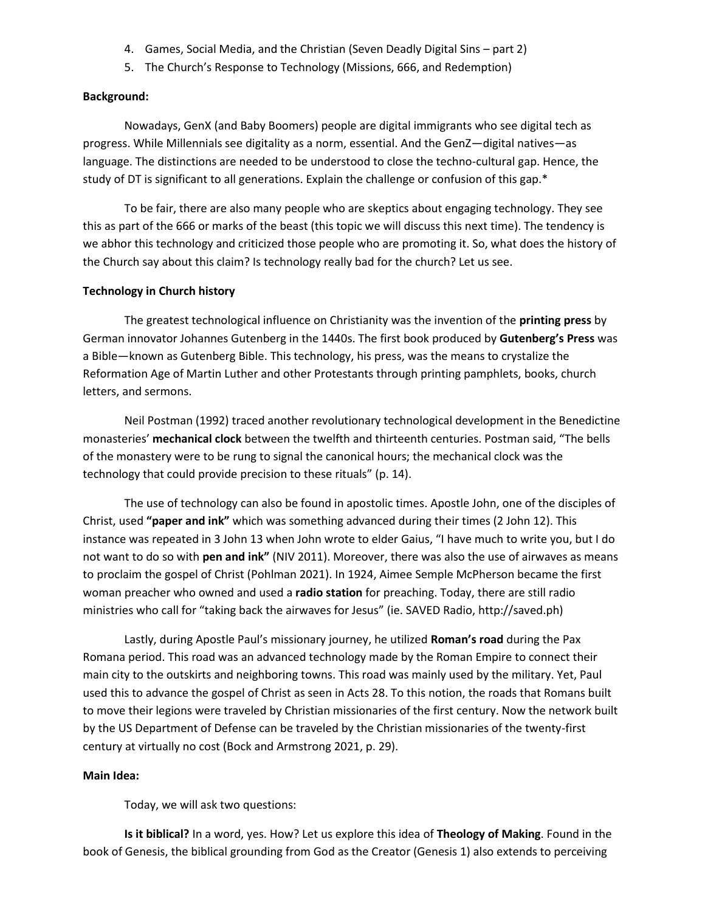4. Games, Social Media, and the Christian (Seven Deadly Digital Sins – part 2)
5. The Church's Response to Technology (Missions, 666, and Redemption)

**Background:**

Nowadays, GenX (and Baby Boomers) people are digital immigrants who see digital tech as progress. While Millennials see digitality as a norm, essential. And the GenZ—digital natives—as language. The distinctions are needed to be understood to close the techno-cultural gap. Hence, the study of DT is significant to all generations. Explain the challenge or confusion of this gap.*

To be fair, there are also many people who are skeptics about engaging technology. They see this as part of the 666 or marks of the beast (this topic we will discuss this next time). The tendency is we abhor this technology and criticized those people who are promoting it. So, what does the history of the Church say about this claim? Is technology really bad for the church? Let us see.

**Technology in Church history**

The greatest technological influence on Christianity was the invention of the **printing press** by German innovator Johannes Gutenberg in the 1440s. The first book produced by **Gutenberg's Press** was a Bible—known as Gutenberg Bible. This technology, his press, was the means to crystalize the Reformation Age of Martin Luther and other Protestants through printing pamphlets, books, church letters, and sermons.

Neil Postman (1992) traced another revolutionary technological development in the Benedictine monasteries' **mechanical clock** between the twelfth and thirteenth centuries. Postman said, "The bells of the monastery were to be rung to signal the canonical hours; the mechanical clock was the technology that could provide precision to these rituals" (p. 14).

The use of technology can also be found in apostolic times. Apostle John, one of the disciples of Christ, used **"paper and ink"** which was something advanced during their times (2 John 12). This instance was repeated in 3 John 13 when John wrote to elder Gaius, "I have much to write you, but I do not want to do so with **pen and ink"** (NIV 2011). Moreover, there was also the use of airwaves as means to proclaim the gospel of Christ (Pohlman 2021). In 1924, Aimee Semple McPherson became the first woman preacher who owned and used a **radio station** for preaching. Today, there are still radio ministries who call for "taking back the airwaves for Jesus" (ie. SAVED Radio, http://saved.ph)

Lastly, during Apostle Paul's missionary journey, he utilized **Roman's road** during the Pax Romana period. This road was an advanced technology made by the Roman Empire to connect their main city to the outskirts and neighboring towns. This road was mainly used by the military. Yet, Paul used this to advance the gospel of Christ as seen in Acts 28. To this notion, the roads that Romans built to move their legions were traveled by Christian missionaries of the first century. Now the network built by the US Department of Defense can be traveled by the Christian missionaries of the twenty-first century at virtually no cost (Bock and Armstrong 2021, p. 29).

**Main Idea:**

Today, we will ask two questions:

**Is it biblical?** In a word, yes. How? Let us explore this idea of **Theology of Making**. Found in the book of Genesis, the biblical grounding from God as the Creator (Genesis 1) also extends to perceiving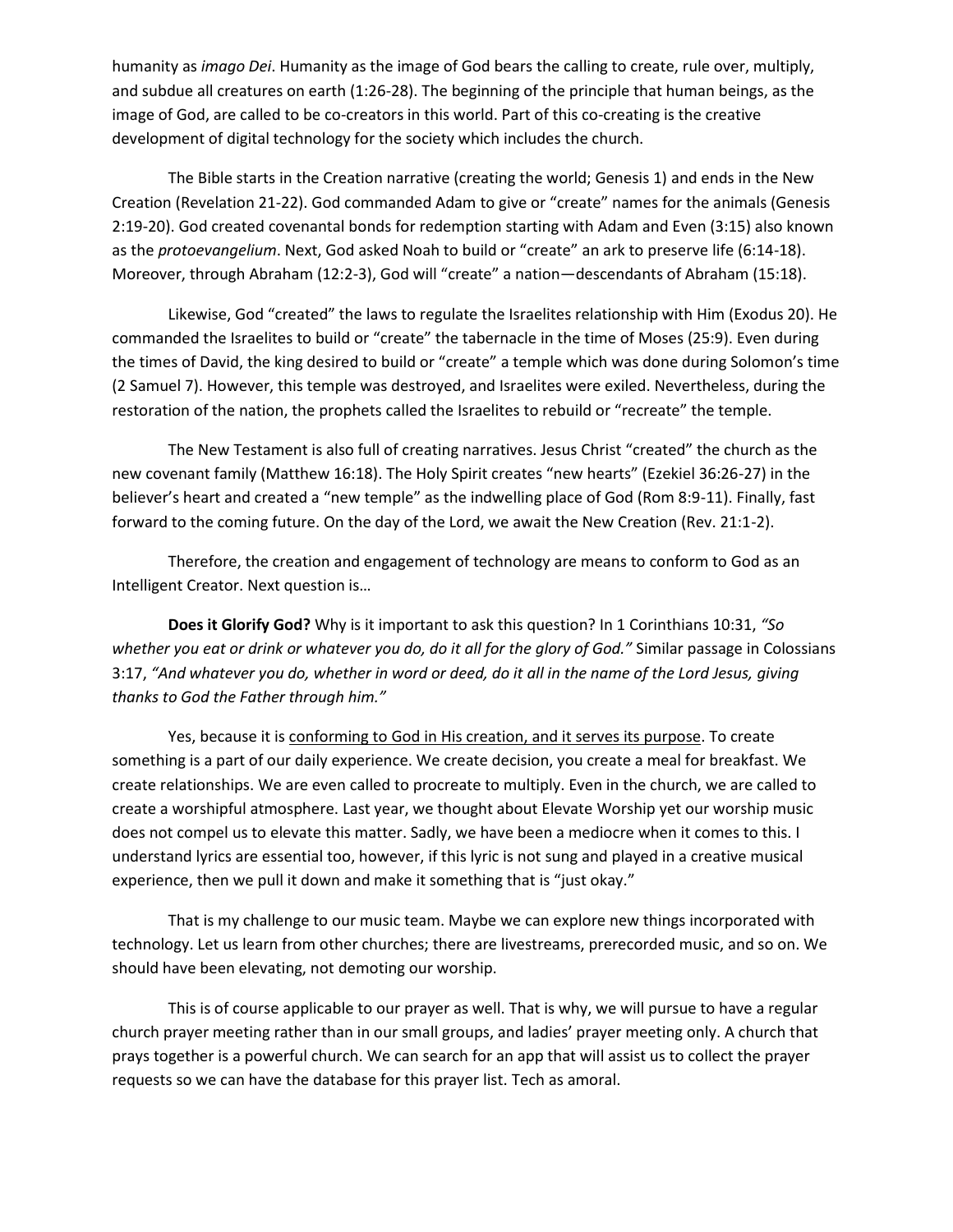humanity as *imago Dei*. Humanity as the image of God bears the calling to create, rule over, multiply, and subdue all creatures on earth (1:26-28). The beginning of the principle that human beings, as the image of God, are called to be co-creators in this world. Part of this co-creating is the creative development of digital technology for the society which includes the church.

The Bible starts in the Creation narrative (creating the world; Genesis 1) and ends in the New Creation (Revelation 21-22). God commanded Adam to give or "create" names for the animals (Genesis 2:19-20). God created covenantal bonds for redemption starting with Adam and Even (3:15) also known as the *protoevangelium*. Next, God asked Noah to build or "create" an ark to preserve life (6:14-18). Moreover, through Abraham (12:2-3), God will "create" a nation—descendants of Abraham (15:18).

Likewise, God "created" the laws to regulate the Israelites relationship with Him (Exodus 20). He commanded the Israelites to build or "create" the tabernacle in the time of Moses (25:9). Even during the times of David, the king desired to build or "create" a temple which was done during Solomon's time (2 Samuel 7). However, this temple was destroyed, and Israelites were exiled. Nevertheless, during the restoration of the nation, the prophets called the Israelites to rebuild or "recreate" the temple.

The New Testament is also full of creating narratives. Jesus Christ "created" the church as the new covenant family (Matthew 16:18). The Holy Spirit creates "new hearts" (Ezekiel 36:26-27) in the believer's heart and created a "new temple" as the indwelling place of God (Rom 8:9-11). Finally, fast forward to the coming future. On the day of the Lord, we await the New Creation (Rev. 21:1-2).

Therefore, the creation and engagement of technology are means to conform to God as an Intelligent Creator. Next question is…

**Does it Glorify God?** Why is it important to ask this question? In 1 Corinthians 10:31, *"So whether you eat or drink or whatever you do, do it all for the glory of God."* Similar passage in Colossians 3:17, *"And whatever you do, whether in word or deed, do it all in the name of the Lord Jesus, giving thanks to God the Father through him."*

Yes, because it is conforming to God in His creation, and it serves its purpose. To create something is a part of our daily experience. We create decision, you create a meal for breakfast. We create relationships. We are even called to procreate to multiply. Even in the church, we are called to create a worshipful atmosphere. Last year, we thought about Elevate Worship yet our worship music does not compel us to elevate this matter. Sadly, we have been a mediocre when it comes to this. I understand lyrics are essential too, however, if this lyric is not sung and played in a creative musical experience, then we pull it down and make it something that is "just okay."

That is my challenge to our music team. Maybe we can explore new things incorporated with technology. Let us learn from other churches; there are livestreams, prerecorded music, and so on. We should have been elevating, not demoting our worship.

This is of course applicable to our prayer as well. That is why, we will pursue to have a regular church prayer meeting rather than in our small groups, and ladies' prayer meeting only. A church that prays together is a powerful church. We can search for an app that will assist us to collect the prayer requests so we can have the database for this prayer list. Tech as amoral.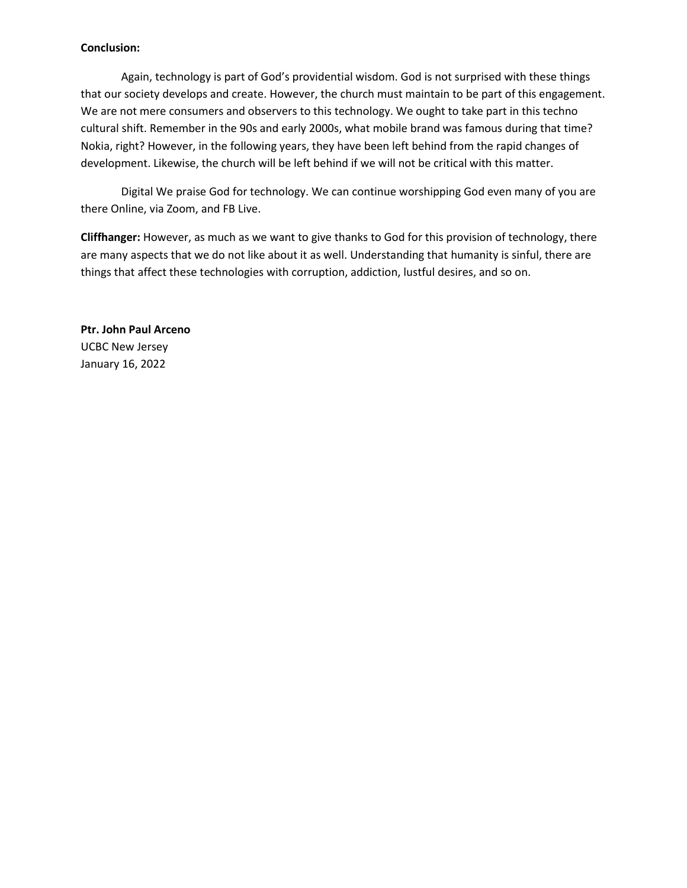**Conclusion:**

Again, technology is part of God's providential wisdom. God is not surprised with these things that our society develops and create. However, the church must maintain to be part of this engagement. We are not mere consumers and observers to this technology. We ought to take part in this techno cultural shift. Remember in the 90s and early 2000s, what mobile brand was famous during that time? Nokia, right? However, in the following years, they have been left behind from the rapid changes of development. Likewise, the church will be left behind if we will not be critical with this matter.

Digital We praise God for technology. We can continue worshipping God even many of you are there Online, via Zoom, and FB Live.

**Cliffhanger:** However, as much as we want to give thanks to God for this provision of technology, there are many aspects that we do not like about it as well. Understanding that humanity is sinful, there are things that affect these technologies with corruption, addiction, lustful desires, and so on.

**Ptr. John Paul Arceno**
UCBC New Jersey
January 16, 2022